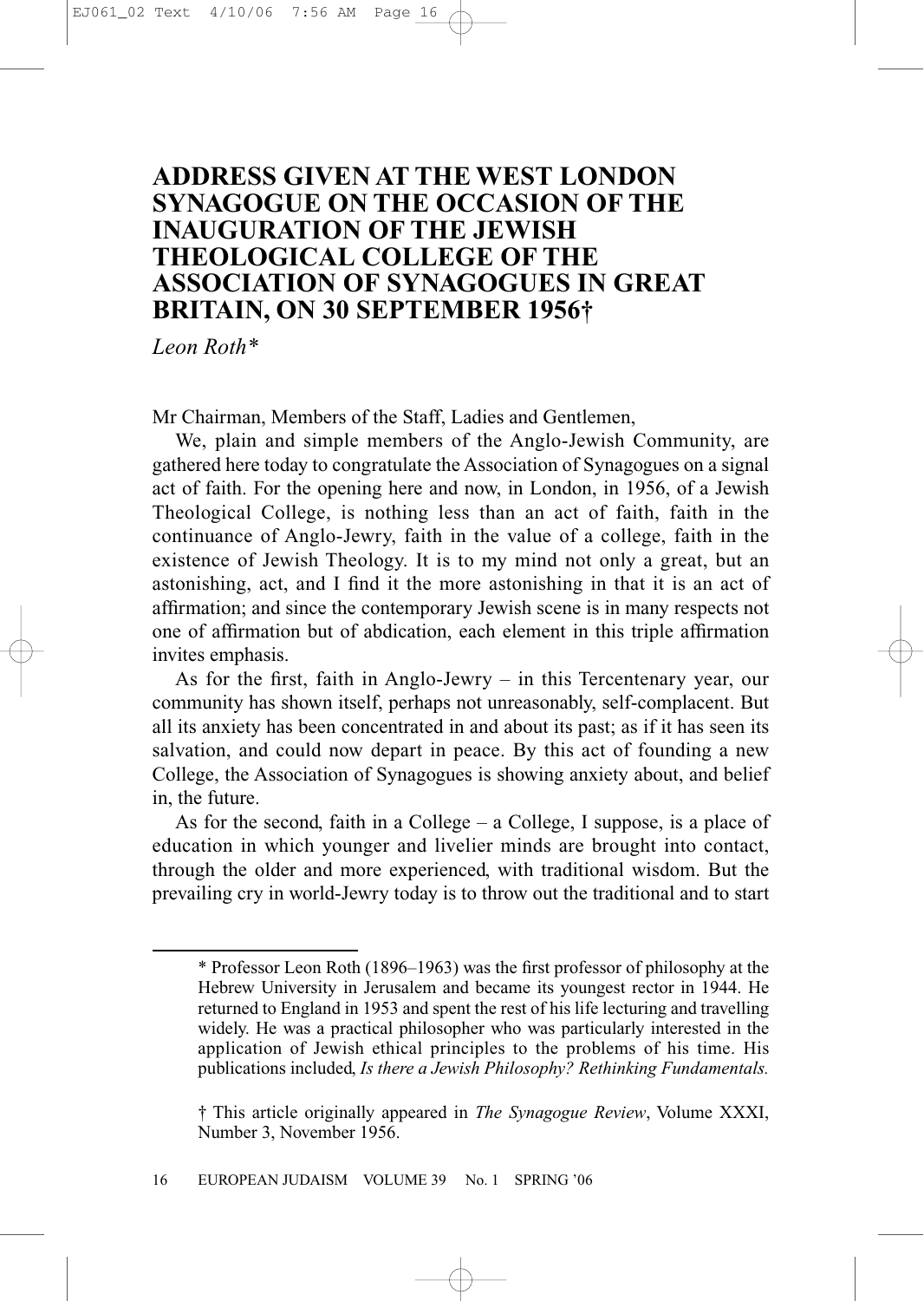# ADDRESS GIVEN AT THE WEST LONDON SYNAGOGUE ON THE OCCASION OF THE INAUGURATION OF THE JEWISH THEOLOGICAL COLLEGE OF THE ASSOCIATION OF SYNAGOGUES IN GREAT BRITAIN, ON 30 SEPTEMBER 1956†

*Leon Roth\**

Mr Chairman, Members of the Staff, Ladies and Gentlemen,

We, plain and simple members of the Anglo-Jewish Community, are gathered here today to congratulate the Association of Synagogues on a signal act of faith. For the opening here and now, in London, in 1956, of a Jewish Theological College, is nothing less than an act of faith, faith in the continuance of Anglo-Jewry, faith in the value of a college, faith in the existence of Jewish Theology. It is to my mind not only a great, but an astonishing, act, and I find it the more astonishing in that it is an act of affirmation; and since the contemporary Jewish scene is in many respects not one of affirmation but of abdication, each element in this triple affirmation invites emphasis.

As for the first, faith in Anglo-Jewry – in this Tercentenary year, our community has shown itself, perhaps not unreasonably, self-complacent. But all its anxiety has been concentrated in and about its past; as if it has seen its salvation, and could now depart in peace. By this act of founding a new College, the Association of Synagogues is showing anxiety about, and belief in, the future.

As for the second, faith in a College – a College, I suppose, is a place of education in which younger and livelier minds are brought into contact, through the older and more experienced, with traditional wisdom. But the prevailing cry in world-Jewry today is to throw out the traditional and to start

\* Professor Leon Roth (1896–1963) was the first professor of philosophy at the Hebrew University in Jerusalem and became its youngest rector in 1944. He returned to England in 1953 and spent the rest of his life lecturing and travelling widely. He was a practical philosopher who was particularly interested in the application of Jewish ethical principles to the problems of his time. His publications included, *Is there a Jewish Philosophy? Rethinking Fundamentals.*

† This article originally appeared in *The Synagogue Review*, Volume XXXI, Number 3, November 1956.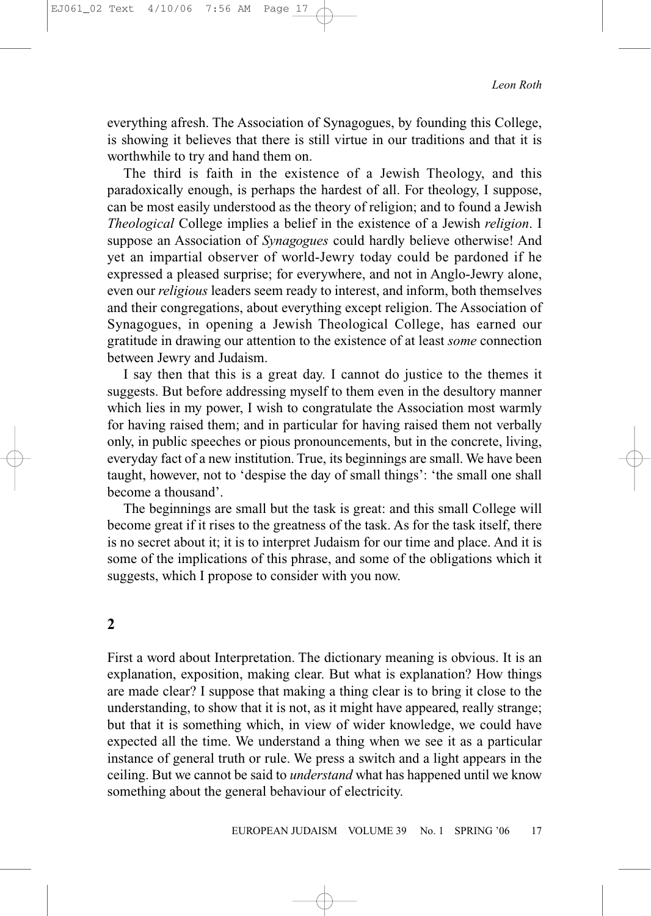everything afresh. The Association of Synagogues, by founding this College, is showing it believes that there is still virtue in our traditions and that it is worthwhile to try and hand them on.

The third is faith in the existence of a Jewish Theology, and this paradoxically enough, is perhaps the hardest of all. For theology, I suppose, can be most easily understood as the theory of religion; and to found a Jewish *Theological* College implies a belief in the existence of a Jewish *religion*. I suppose an Association of *Synagogues* could hardly believe otherwise! And yet an impartial observer of world-Jewry today could be pardoned if he expressed a pleased surprise; for everywhere, and not in Anglo-Jewry alone, even our *religious* leaders seem ready to interest, and inform, both themselves and their congregations, about everything except religion. The Association of Synagogues, in opening a Jewish Theological College, has earned our gratitude in drawing our attention to the existence of at least *some* connection between Jewry and Judaism.

I say then that this is a great day. I cannot do justice to the themes it suggests. But before addressing myself to them even in the desultory manner which lies in my power, I wish to congratulate the Association most warmly for having raised them; and in particular for having raised them not verbally only, in public speeches or pious pronouncements, but in the concrete, living, everyday fact of a new institution. True, its beginnings are small. We have been taught, however, not to 'despise the day of small things': 'the small one shall become a thousand'.

The beginnings are small but the task is great: and this small College will become great if it rises to the greatness of the task. As for the task itself, there is no secret about it; it is to interpret Judaism for our time and place. And it is some of the implications of this phrase, and some of the obligations which it suggests, which I propose to consider with you now.

## 2

First a word about Interpretation. The dictionary meaning is obvious. It is an explanation, exposition, making clear. But what is explanation? How things are made clear? I suppose that making a thing clear is to bring it close to the understanding, to show that it is not, as it might have appeared, really strange; but that it is something which, in view of wider knowledge, we could have expected all the time. We understand a thing when we see it as a particular instance of general truth or rule. We press a switch and a light appears in the ceiling. But we cannot be said to *understand* what has happened until we know something about the general behaviour of electricity.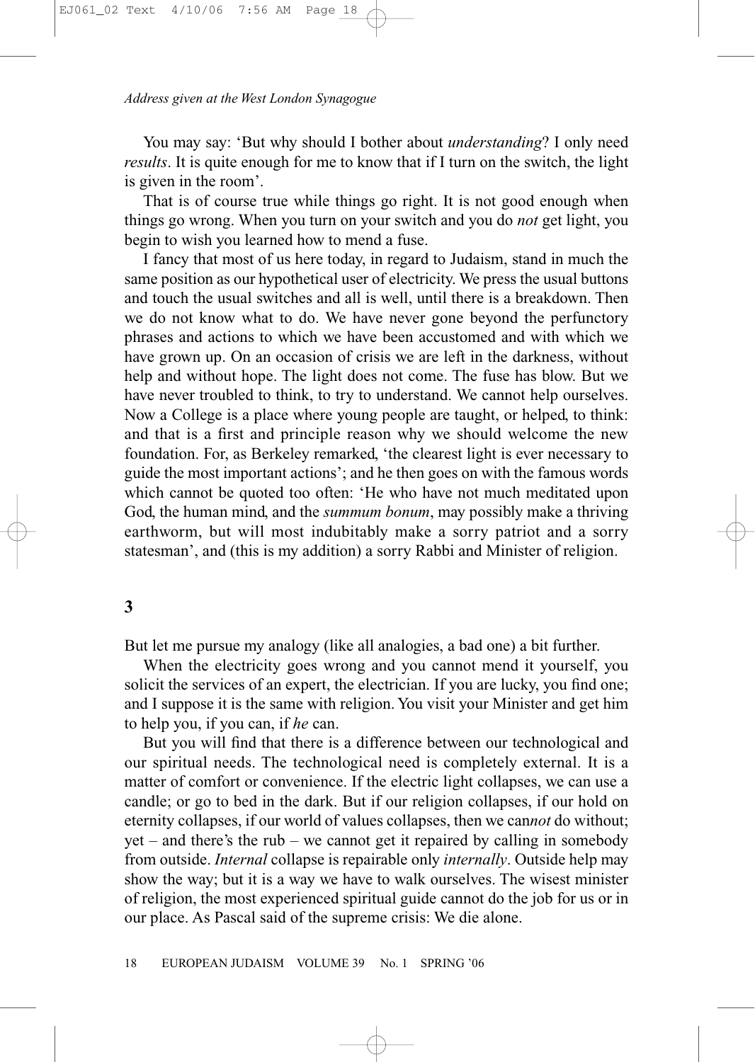You may say: 'But why should I bother about *understanding*? I only need *results*. It is quite enough for me to know that if I turn on the switch, the light is given in the room'.

That is of course true while things go right. It is not good enough when things go wrong. When you turn on your switch and you do *not* get light, you begin to wish you learned how to mend a fuse.

I fancy that most of us here today, in regard to Judaism, stand in much the same position as our hypothetical user of electricity. We press the usual buttons and touch the usual switches and all is well, until there is a breakdown. Then we do not know what to do. We have never gone beyond the perfunctory phrases and actions to which we have been accustomed and with which we have grown up. On an occasion of crisis we are left in the darkness, without help and without hope. The light does not come. The fuse has blow. But we have never troubled to think, to try to understand. We cannot help ourselves. Now a College is a place where young people are taught, or helped, to think: and that is a first and principle reason why we should welcome the new foundation. For, as Berkeley remarked, 'the clearest light is ever necessary to guide the most important actions'; and he then goes on with the famous words which cannot be quoted too often: 'He who have not much meditated upon God, the human mind, and the *summum bonum*, may possibly make a thriving earthworm, but will most indubitably make a sorry patriot and a sorry statesman', and (this is my addition) a sorry Rabbi and Minister of religion.

## 3

But let me pursue my analogy (like all analogies, a bad one) a bit further.

When the electricity goes wrong and you cannot mend it yourself, you solicit the services of an expert, the electrician. If you are lucky, you find one; and I suppose it is the same with religion. You visit your Minister and get him to help you, if you can, if *he* can.

But you will find that there is a difference between our technological and our spiritual needs. The technological need is completely external. It is a matter of comfort or convenience. If the electric light collapses, we can use a candle; or go to bed in the dark. But if our religion collapses, if our hold on eternity collapses, if our world of values collapses, then we can*not* do without; yet – and there's the rub – we cannot get it repaired by calling in somebody from outside. *Internal* collapse is repairable only *internally*. Outside help may show the way; but it is a way we have to walk ourselves. The wisest minister of religion, the most experienced spiritual guide cannot do the job for us or in our place. As Pascal said of the supreme crisis: We die alone.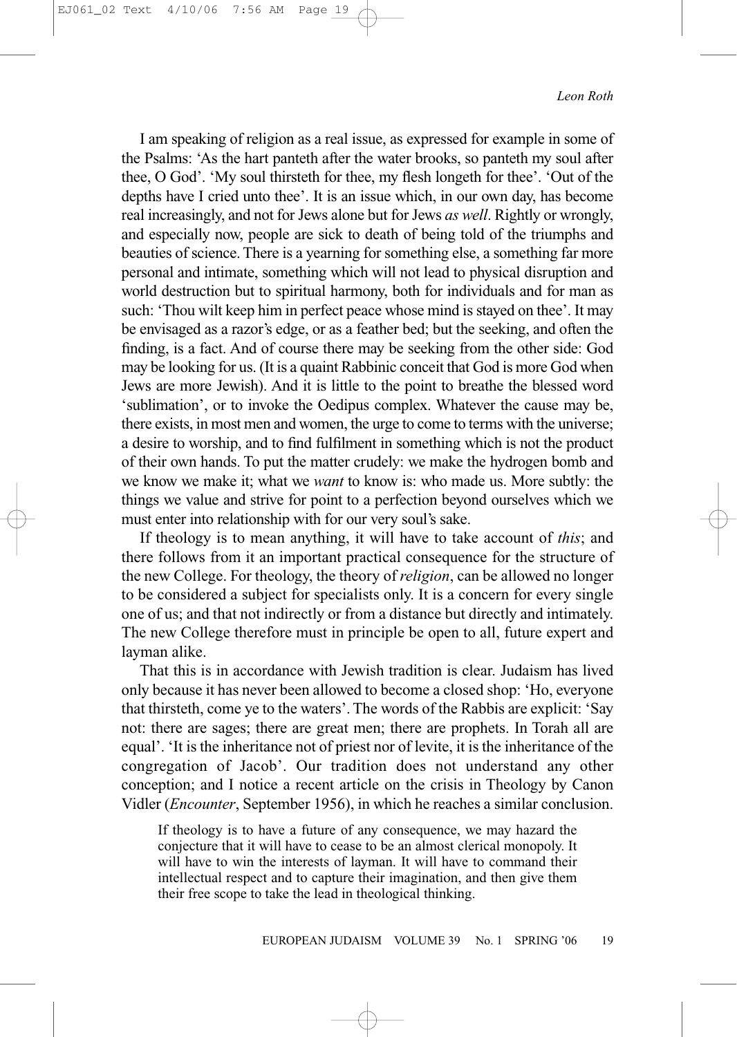I am speaking of religion as a real issue, as expressed for example in some of the Psalms: 'As the hart panteth after the water brooks, so panteth my soul after thee, O God'. 'My soul thirsteth for thee, my flesh longeth for thee'. 'Out of the depths have I cried unto thee'. It is an issue which, in our own day, has become real increasingly, and not for Jews alone but for Jews *as well*. Rightly or wrongly, and especially now, people are sick to death of being told of the triumphs and beauties of science. There is a yearning for something else, a something far more personal and intimate, something which will not lead to physical disruption and world destruction but to spiritual harmony, both for individuals and for man as such: 'Thou wilt keep him in perfect peace whose mind is stayed on thee'. It may be envisaged as a razor's edge, or as a feather bed; but the seeking, and often the finding, is a fact. And of course there may be seeking from the other side: God may be looking for us. (It is a quaint Rabbinic conceit that God is more God when Jews are more Jewish). And it is little to the point to breathe the blessed word 'sublimation', or to invoke the Oedipus complex. Whatever the cause may be, there exists, in most men and women, the urge to come to terms with the universe; a desire to worship, and to find fulfilment in something which is not the product of their own hands. To put the matter crudely: we make the hydrogen bomb and we know we make it; what we *want* to know is: who made us. More subtly: the things we value and strive for point to a perfection beyond ourselves which we must enter into relationship with for our very soul's sake.

If theology is to mean anything, it will have to take account of *this*; and there follows from it an important practical consequence for the structure of the new College. For theology, the theory of *religion*, can be allowed no longer to be considered a subject for specialists only. It is a concern for every single one of us; and that not indirectly or from a distance but directly and intimately. The new College therefore must in principle be open to all, future expert and layman alike.

That this is in accordance with Jewish tradition is clear. Judaism has lived only because it has never been allowed to become a closed shop: 'Ho, everyone that thirsteth, come ye to the waters'. The words of the Rabbis are explicit: 'Say not: there are sages; there are great men; there are prophets. In Torah all are equal'. 'It is the inheritance not of priest nor of levite, it is the inheritance of the congregation of Jacob'. Our tradition does not understand any other conception; and I notice a recent article on the crisis in Theology by Canon Vidler (*Encounter*, September 1956), in which he reaches a similar conclusion.

> If theology is to have a future of any consequence, we may hazard the conjecture that it will have to cease to be an almost clerical monopoly. It will have to win the interests of layman. It will have to command their intellectual respect and to capture their imagination, and then give them their free scope to take the lead in theological thinking.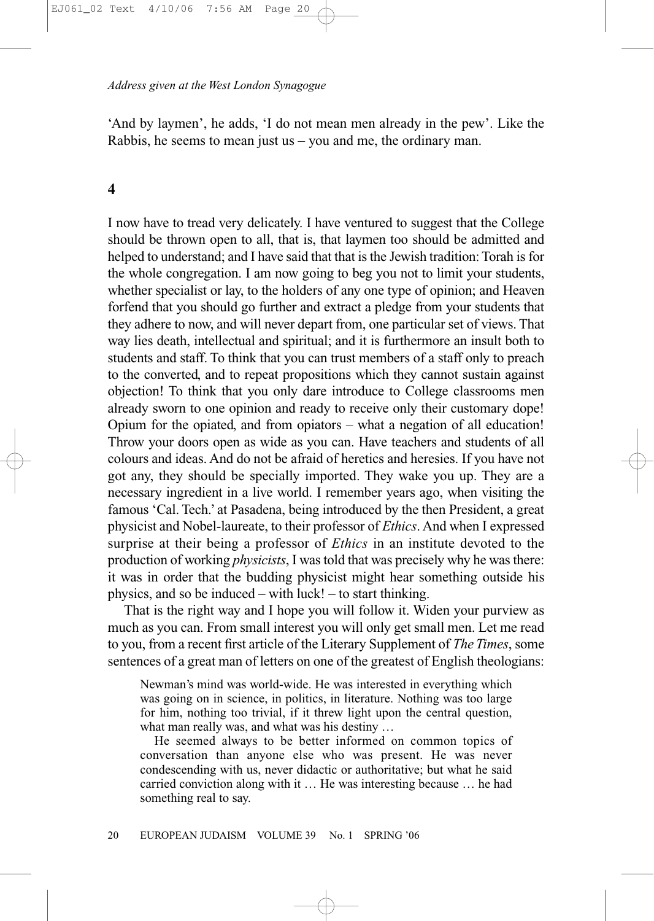'And by laymen', he adds, 'I do not mean men already in the pew'. Like the Rabbis, he seems to mean just us – you and me, the ordinary man.

## 4

I now have to tread very delicately. I have ventured to suggest that the College should be thrown open to all, that is, that laymen too should be admitted and helped to understand; and I have said that that is the Jewish tradition: Torah is for the whole congregation. I am now going to beg you not to limit your students, whether specialist or lay, to the holders of any one type of opinion; and Heaven forfend that you should go further and extract a pledge from your students that they adhere to now, and will never depart from, one particular set of views. That way lies death, intellectual and spiritual; and it is furthermore an insult both to students and staff. To think that you can trust members of a staff only to preach to the converted, and to repeat propositions which they cannot sustain against objection! To think that you only dare introduce to College classrooms men already sworn to one opinion and ready to receive only their customary dope! Opium for the opiated, and from opiators – what a negation of all education! Throw your doors open as wide as you can. Have teachers and students of all colours and ideas. And do not be afraid of heretics and heresies. If you have not got any, they should be specially imported. They wake you up. They are a necessary ingredient in a live world. I remember years ago, when visiting the famous 'Cal. Tech.' at Pasadena, being introduced by the then President, a great physicist and Nobel-laureate, to their professor of *Ethics*. And when I expressed surprise at their being a professor of *Ethics* in an institute devoted to the production of working *physicists*, I was told that was precisely why he was there: it was in order that the budding physicist might hear something outside his physics, and so be induced – with luck! – to start thinking.

That is the right way and I hope you will follow it. Widen your purview as much as you can. From small interest you will only get small men. Let me read to you, from a recent first article of the Literary Supplement of *The Times*, some sentences of a great man of letters on one of the greatest of English theologians:

> Newman's mind was world-wide. He was interested in everything which was going on in science, in politics, in literature. Nothing was too large for him, nothing too trivial, if it threw light upon the central question, what man really was, and what was his destiny …
>
> He seemed always to be better informed on common topics of conversation than anyone else who was present. He was never condescending with us, never didactic or authoritative; but what he said carried conviction along with it … He was interesting because … he had something real to say.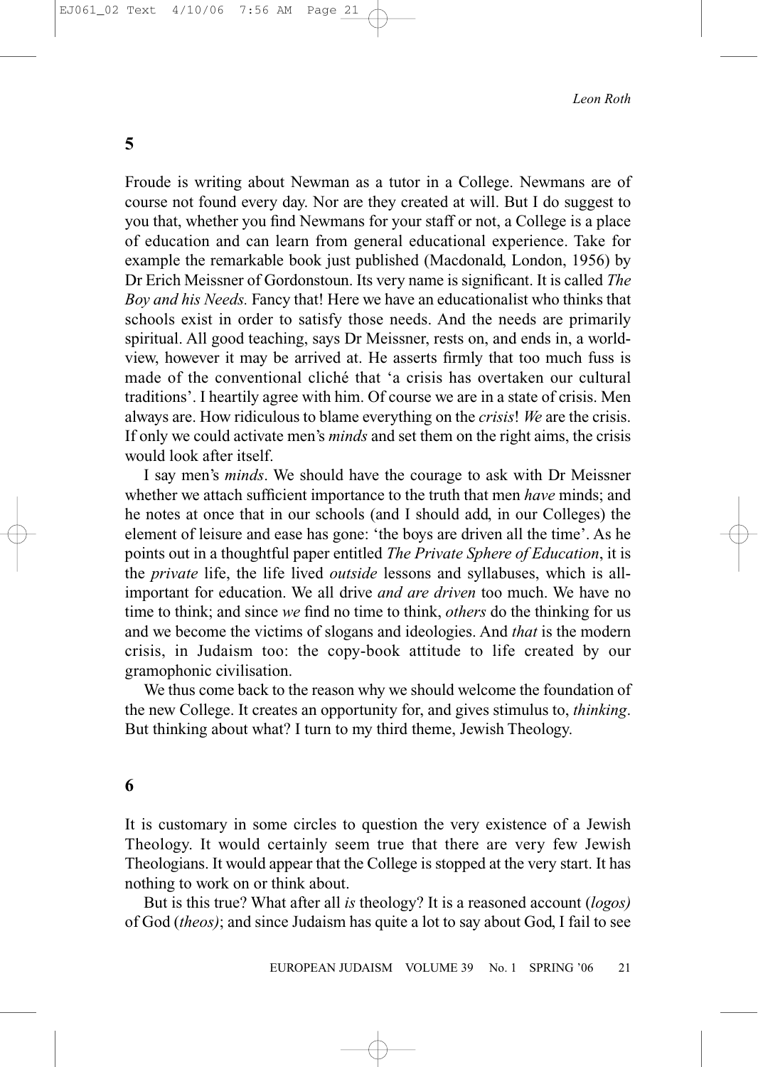## 5

Froude is writing about Newman as a tutor in a College. Newmans are of course not found every day. Nor are they created at will. But I do suggest to you that, whether you find Newmans for your staff or not, a College is a place of education and can learn from general educational experience. Take for example the remarkable book just published (Macdonald, London, 1956) by Dr Erich Meissner of Gordonstoun. Its very name is significant. It is called *The Boy and his Needs.* Fancy that! Here we have an educationalist who thinks that schools exist in order to satisfy those needs. And the needs are primarily spiritual. All good teaching, says Dr Meissner, rests on, and ends in, a world-view, however it may be arrived at. He asserts firmly that too much fuss is made of the conventional cliché that 'a crisis has overtaken our cultural traditions'. I heartily agree with him. Of course we are in a state of crisis. Men always are. How ridiculous to blame everything on the *crisis*! *We* are the crisis. If only we could activate men's *minds* and set them on the right aims, the crisis would look after itself.

I say men's *minds*. We should have the courage to ask with Dr Meissner whether we attach sufficient importance to the truth that men *have* minds; and he notes at once that in our schools (and I should add, in our Colleges) the element of leisure and ease has gone: 'the boys are driven all the time'. As he points out in a thoughtful paper entitled *The Private Sphere of Education*, it is the *private* life, the life lived *outside* lessons and syllabuses, which is all-important for education. We all drive *and are driven* too much. We have no time to think; and since *we* find no time to think, *others* do the thinking for us and we become the victims of slogans and ideologies. And *that* is the modern crisis, in Judaism too: the copy-book attitude to life created by our gramophonic civilisation.

We thus come back to the reason why we should welcome the foundation of the new College. It creates an opportunity for, and gives stimulus to, *thinking*. But thinking about what? I turn to my third theme, Jewish Theology.

## 6

It is customary in some circles to question the very existence of a Jewish Theology. It would certainly seem true that there are very few Jewish Theologians. It would appear that the College is stopped at the very start. It has nothing to work on or think about.

But is this true? What after all *is* theology? It is a reasoned account (*logos)* of God (*theos)*; and since Judaism has quite a lot to say about God, I fail to see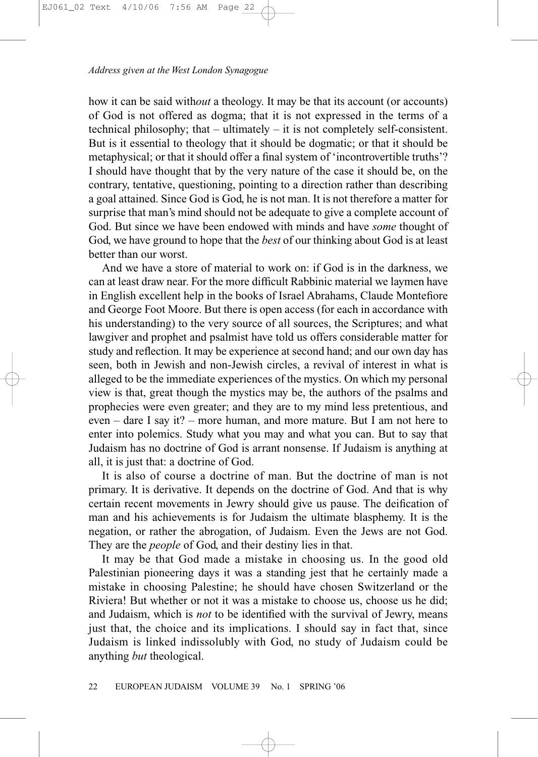how it can be said with*out* a theology. It may be that its account (or accounts) of God is not offered as dogma; that it is not expressed in the terms of a technical philosophy; that – ultimately – it is not completely self-consistent. But is it essential to theology that it should be dogmatic; or that it should be metaphysical; or that it should offer a final system of 'incontrovertible truths'? I should have thought that by the very nature of the case it should be, on the contrary, tentative, questioning, pointing to a direction rather than describing a goal attained. Since God is God, he is not man. It is not therefore a matter for surprise that man's mind should not be adequate to give a complete account of God. But since we have been endowed with minds and have *some* thought of God, we have ground to hope that the *best* of our thinking about God is at least better than our worst.

And we have a store of material to work on: if God is in the darkness, we can at least draw near. For the more difficult Rabbinic material we laymen have in English excellent help in the books of Israel Abrahams, Claude Montefiore and George Foot Moore. But there is open access (for each in accordance with his understanding) to the very source of all sources, the Scriptures; and what lawgiver and prophet and psalmist have told us offers considerable matter for study and reflection. It may be experience at second hand; and our own day has seen, both in Jewish and non-Jewish circles, a revival of interest in what is alleged to be the immediate experiences of the mystics. On which my personal view is that, great though the mystics may be, the authors of the psalms and prophecies were even greater; and they are to my mind less pretentious, and even – dare I say it? – more human, and more mature. But I am not here to enter into polemics. Study what you may and what you can. But to say that Judaism has no doctrine of God is arrant nonsense. If Judaism is anything at all, it is just that: a doctrine of God.

It is also of course a doctrine of man. But the doctrine of man is not primary. It is derivative. It depends on the doctrine of God. And that is why certain recent movements in Jewry should give us pause. The deification of man and his achievements is for Judaism the ultimate blasphemy. It is the negation, or rather the abrogation, of Judaism. Even the Jews are not God. They are the *people* of God, and their destiny lies in that.

It may be that God made a mistake in choosing us. In the good old Palestinian pioneering days it was a standing jest that he certainly made a mistake in choosing Palestine; he should have chosen Switzerland or the Riviera! But whether or not it was a mistake to choose us, choose us he did; and Judaism, which is *not* to be identified with the survival of Jewry, means just that, the choice and its implications. I should say in fact that, since Judaism is linked indissolubly with God, no study of Judaism could be anything *but* theological.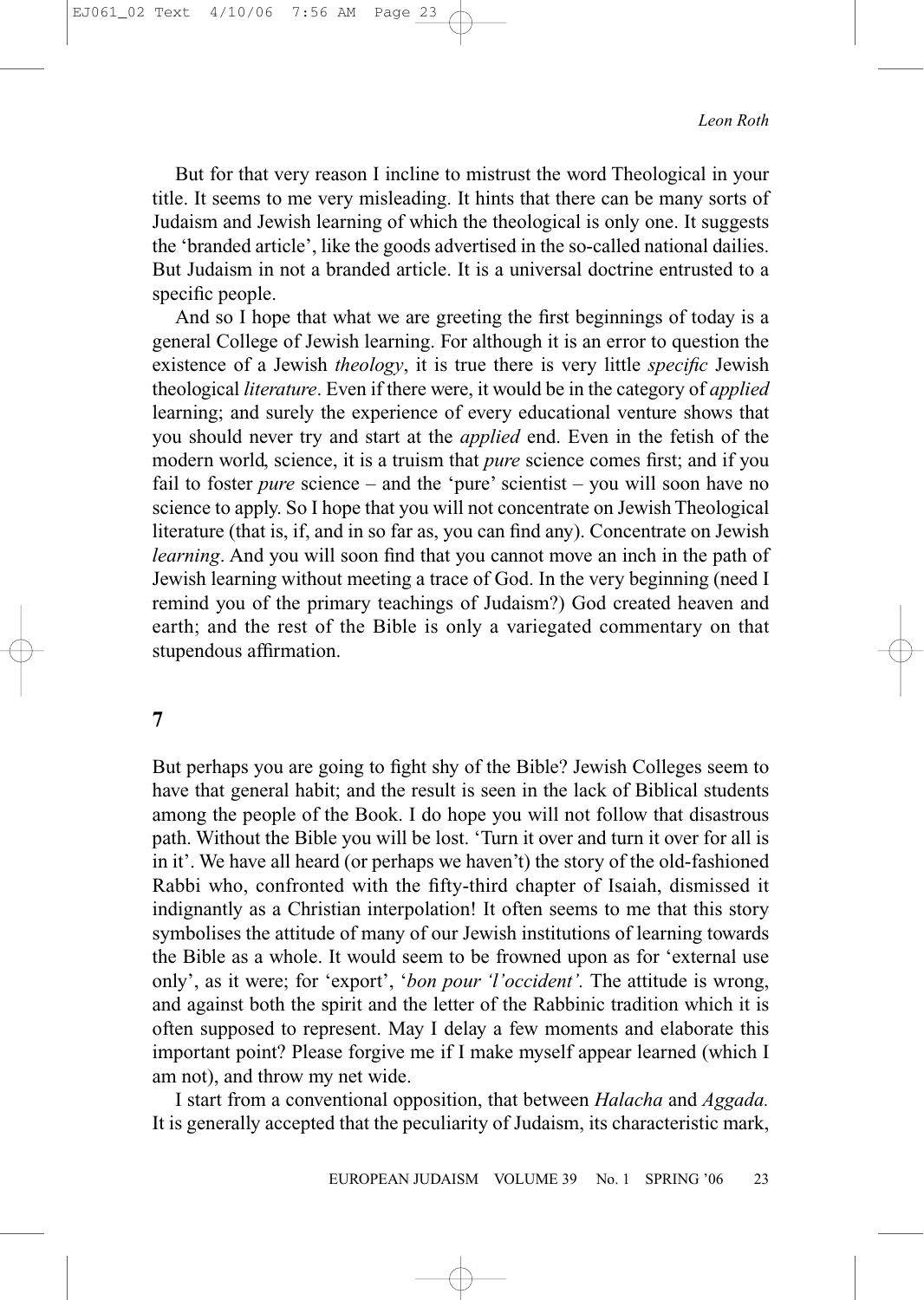But for that very reason I incline to mistrust the word Theological in your title. It seems to me very misleading. It hints that there can be many sorts of Judaism and Jewish learning of which the theological is only one. It suggests the 'branded article', like the goods advertised in the so-called national dailies. But Judaism in not a branded article. It is a universal doctrine entrusted to a specific people.

And so I hope that what we are greeting the first beginnings of today is a general College of Jewish learning. For although it is an error to question the existence of a Jewish *theology*, it is true there is very little *specific* Jewish theological *literature*. Even if there were, it would be in the category of *applied* learning; and surely the experience of every educational venture shows that you should never try and start at the *applied* end. Even in the fetish of the modern world, science, it is a truism that *pure* science comes first; and if you fail to foster *pure* science – and the 'pure' scientist – you will soon have no science to apply. So I hope that you will not concentrate on Jewish Theological literature (that is, if, and in so far as, you can find any). Concentrate on Jewish *learning*. And you will soon find that you cannot move an inch in the path of Jewish learning without meeting a trace of God. In the very beginning (need I remind you of the primary teachings of Judaism?) God created heaven and earth; and the rest of the Bible is only a variegated commentary on that stupendous affirmation.

## 7

But perhaps you are going to fight shy of the Bible? Jewish Colleges seem to have that general habit; and the result is seen in the lack of Biblical students among the people of the Book. I do hope you will not follow that disastrous path. Without the Bible you will be lost. 'Turn it over and turn it over for all is in it'. We have all heard (or perhaps we haven't) the story of the old-fashioned Rabbi who, confronted with the fifty-third chapter of Isaiah, dismissed it indignantly as a Christian interpolation! It often seems to me that this story symbolises the attitude of many of our Jewish institutions of learning towards the Bible as a whole. It would seem to be frowned upon as for 'external use only', as it were; for 'export', '*bon pour 'l'occident'.* The attitude is wrong, and against both the spirit and the letter of the Rabbinic tradition which it is often supposed to represent. May I delay a few moments and elaborate this important point? Please forgive me if I make myself appear learned (which I am not), and throw my net wide.

I start from a conventional opposition, that between *Halacha* and *Aggada.* It is generally accepted that the peculiarity of Judaism, its characteristic mark,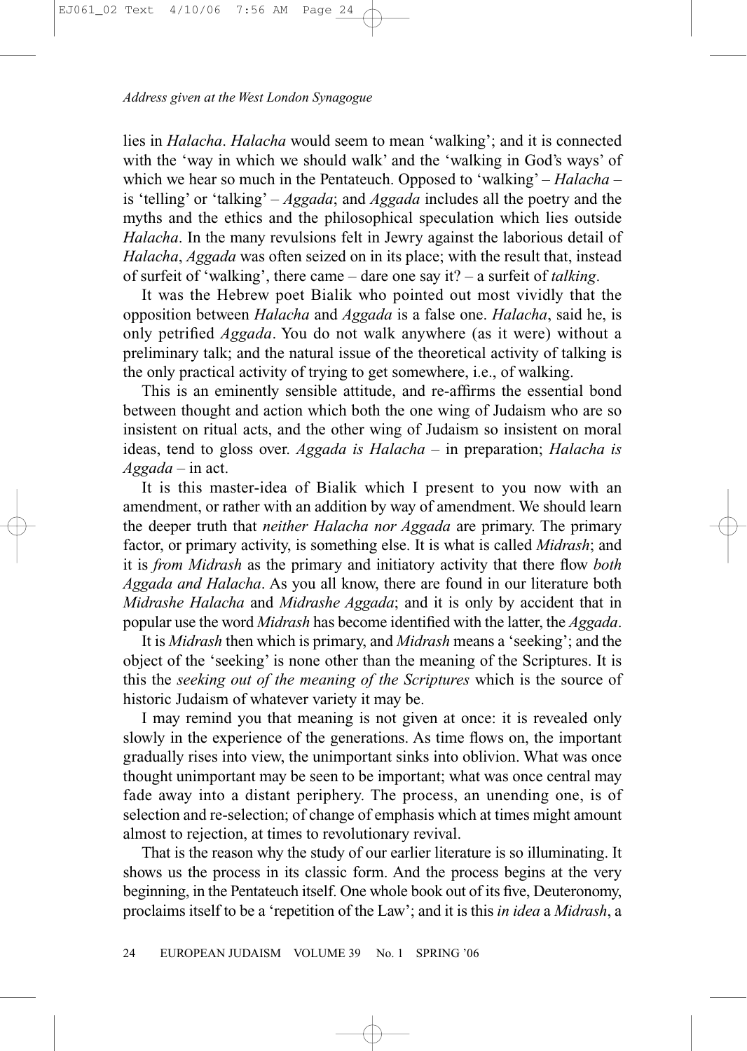lies in *Halacha*. *Halacha* would seem to mean 'walking'; and it is connected with the 'way in which we should walk' and the 'walking in God's ways' of which we hear so much in the Pentateuch. Opposed to 'walking' – *Halacha* – is 'telling' or 'talking' – *Aggada*; and *Aggada* includes all the poetry and the myths and the ethics and the philosophical speculation which lies outside *Halacha*. In the many revulsions felt in Jewry against the laborious detail of *Halacha*, *Aggada* was often seized on in its place; with the result that, instead of surfeit of 'walking', there came – dare one say it? – a surfeit of *talking*.

It was the Hebrew poet Bialik who pointed out most vividly that the opposition between *Halacha* and *Aggada* is a false one. *Halacha*, said he, is only petrified *Aggada*. You do not walk anywhere (as it were) without a preliminary talk; and the natural issue of the theoretical activity of talking is the only practical activity of trying to get somewhere, i.e., of walking.

This is an eminently sensible attitude, and re-affirms the essential bond between thought and action which both the one wing of Judaism who are so insistent on ritual acts, and the other wing of Judaism so insistent on moral ideas, tend to gloss over. *Aggada is Halacha* – in preparation; *Halacha is Aggada* – in act.

It is this master-idea of Bialik which I present to you now with an amendment, or rather with an addition by way of amendment. We should learn the deeper truth that *neither Halacha nor Aggada* are primary. The primary factor, or primary activity, is something else. It is what is called *Midrash*; and it is *from Midrash* as the primary and initiatory activity that there flow *both Aggada and Halacha*. As you all know, there are found in our literature both *Midrashe Halacha* and *Midrashe Aggada*; and it is only by accident that in popular use the word *Midrash* has become identified with the latter, the *Aggada*.

It is *Midrash* then which is primary, and *Midrash* means a 'seeking'; and the object of the 'seeking' is none other than the meaning of the Scriptures. It is this the *seeking out of the meaning of the Scriptures* which is the source of historic Judaism of whatever variety it may be.

I may remind you that meaning is not given at once: it is revealed only slowly in the experience of the generations. As time flows on, the important gradually rises into view, the unimportant sinks into oblivion. What was once thought unimportant may be seen to be important; what was once central may fade away into a distant periphery. The process, an unending one, is of selection and re-selection; of change of emphasis which at times might amount almost to rejection, at times to revolutionary revival.

That is the reason why the study of our earlier literature is so illuminating. It shows us the process in its classic form. And the process begins at the very beginning, in the Pentateuch itself. One whole book out of its five, Deuteronomy, proclaims itself to be a 'repetition of the Law'; and it is this *in idea* a *Midrash*, a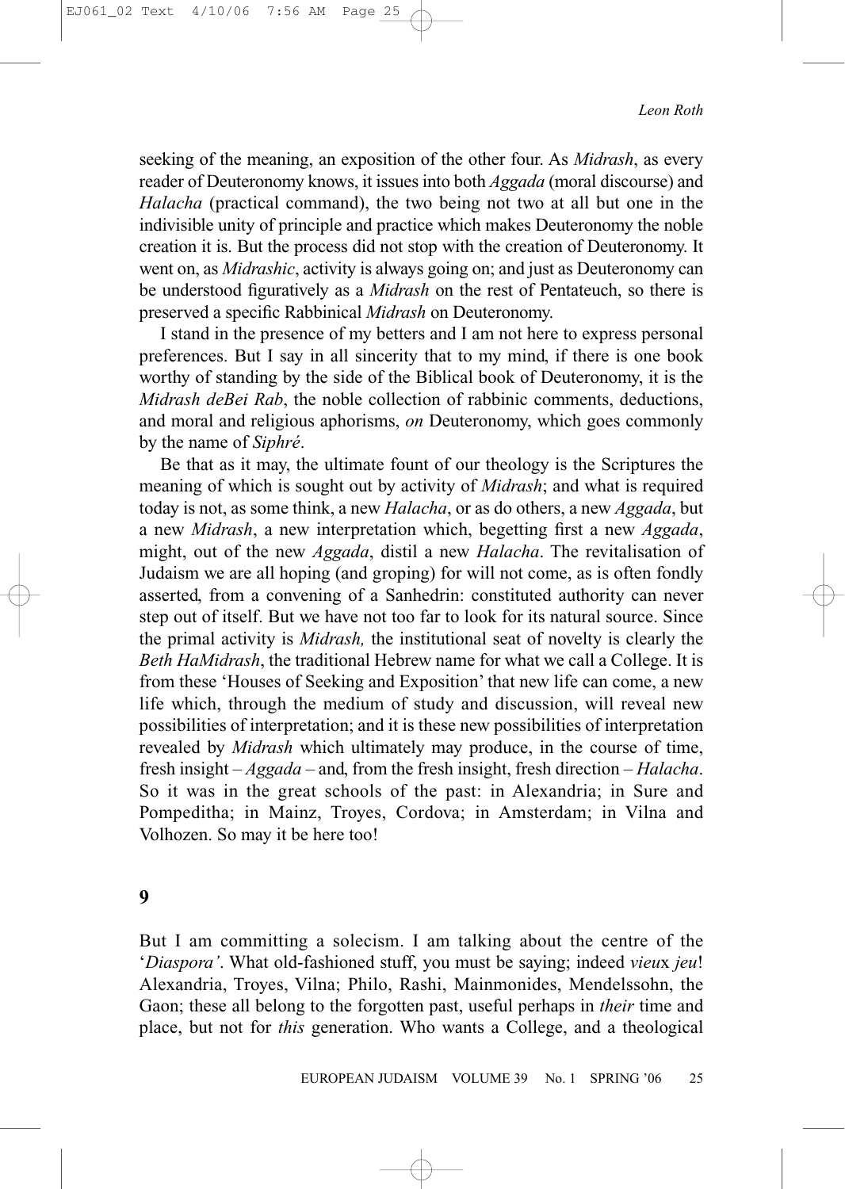seeking of the meaning, an exposition of the other four. As *Midrash*, as every reader of Deuteronomy knows, it issues into both *Aggada* (moral discourse) and *Halacha* (practical command), the two being not two at all but one in the indivisible unity of principle and practice which makes Deuteronomy the noble creation it is. But the process did not stop with the creation of Deuteronomy. It went on, as *Midrashic*, activity is always going on; and just as Deuteronomy can be understood figuratively as a *Midrash* on the rest of Pentateuch, so there is preserved a specific Rabbinical *Midrash* on Deuteronomy.

I stand in the presence of my betters and I am not here to express personal preferences. But I say in all sincerity that to my mind, if there is one book worthy of standing by the side of the Biblical book of Deuteronomy, it is the *Midrash deBei Rab*, the noble collection of rabbinic comments, deductions, and moral and religious aphorisms, *on* Deuteronomy, which goes commonly by the name of *Siphré*.

Be that as it may, the ultimate fount of our theology is the Scriptures the meaning of which is sought out by activity of *Midrash*; and what is required today is not, as some think, a new *Halacha*, or as do others, a new *Aggada*, but a new *Midrash*, a new interpretation which, begetting first a new *Aggada*, might, out of the new *Aggada*, distil a new *Halacha*. The revitalisation of Judaism we are all hoping (and groping) for will not come, as is often fondly asserted, from a convening of a Sanhedrin: constituted authority can never step out of itself. But we have not too far to look for its natural source. Since the primal activity is *Midrash,* the institutional seat of novelty is clearly the *Beth HaMidrash*, the traditional Hebrew name for what we call a College. It is from these 'Houses of Seeking and Exposition' that new life can come, a new life which, through the medium of study and discussion, will reveal new possibilities of interpretation; and it is these new possibilities of interpretation revealed by *Midrash* which ultimately may produce, in the course of time, fresh insight – *Aggada* – and, from the fresh insight, fresh direction – *Halacha*. So it was in the great schools of the past: in Alexandria; in Sure and Pompeditha; in Mainz, Troyes, Cordova; in Amsterdam; in Vilna and Volhozen. So may it be here too!

## 9

But I am committing a solecism. I am talking about the centre of the '*Diaspora'*. What old-fashioned stuff, you must be saying; indeed *vieu*x *jeu*! Alexandria, Troyes, Vilna; Philo, Rashi, Mainmonides, Mendelssohn, the Gaon; these all belong to the forgotten past, useful perhaps in *their* time and place, but not for *this* generation. Who wants a College, and a theological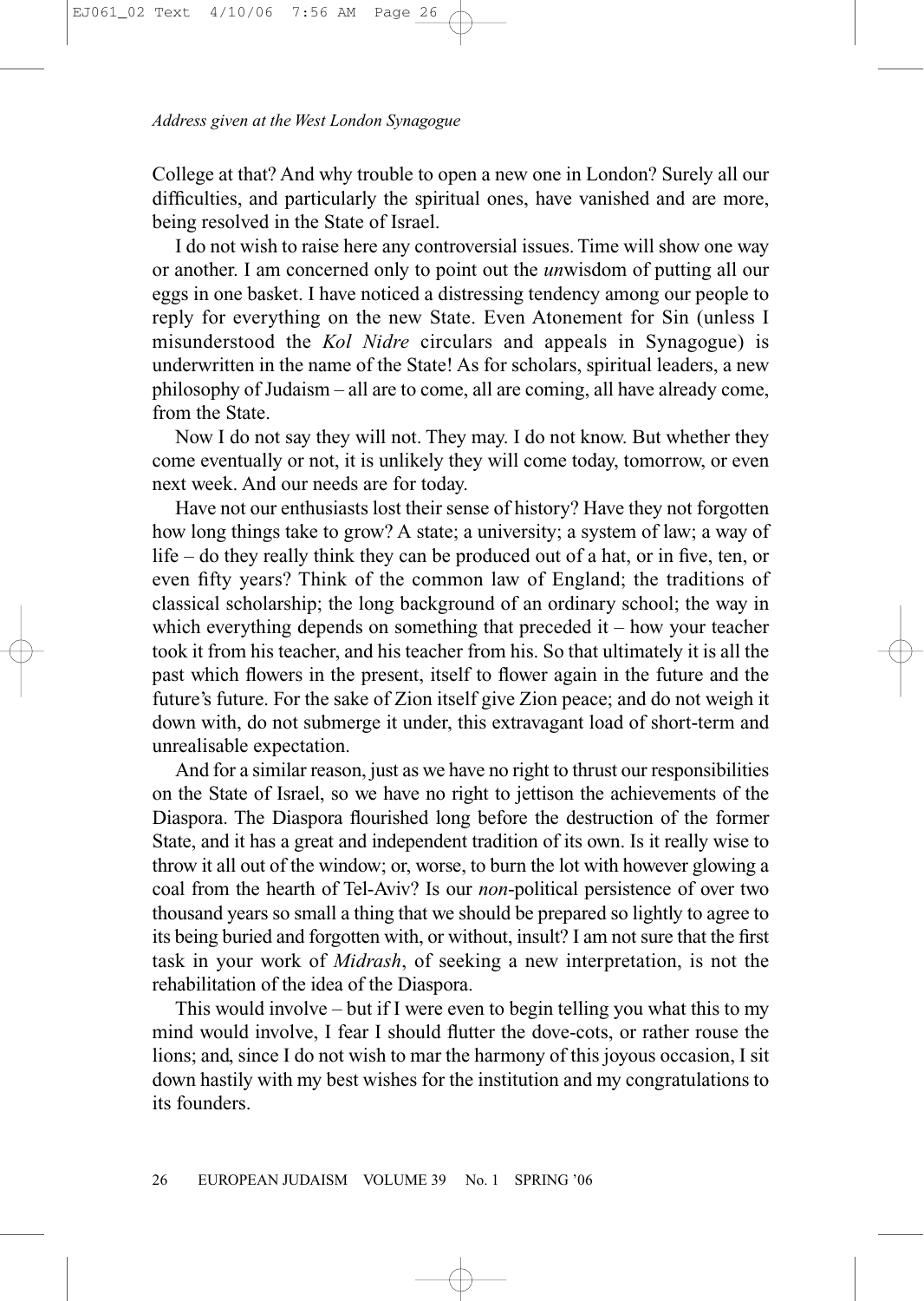College at that? And why trouble to open a new one in London? Surely all our difficulties, and particularly the spiritual ones, have vanished and are more, being resolved in the State of Israel.

I do not wish to raise here any controversial issues. Time will show one way or another. I am concerned only to point out the *un*wisdom of putting all our eggs in one basket. I have noticed a distressing tendency among our people to reply for everything on the new State. Even Atonement for Sin (unless I misunderstood the *Kol Nidre* circulars and appeals in Synagogue) is underwritten in the name of the State! As for scholars, spiritual leaders, a new philosophy of Judaism – all are to come, all are coming, all have already come, from the State.

Now I do not say they will not. They may. I do not know. But whether they come eventually or not, it is unlikely they will come today, tomorrow, or even next week. And our needs are for today.

Have not our enthusiasts lost their sense of history? Have they not forgotten how long things take to grow? A state; a university; a system of law; a way of life – do they really think they can be produced out of a hat, or in five, ten, or even fifty years? Think of the common law of England; the traditions of classical scholarship; the long background of an ordinary school; the way in which everything depends on something that preceded it – how your teacher took it from his teacher, and his teacher from his. So that ultimately it is all the past which flowers in the present, itself to flower again in the future and the future's future. For the sake of Zion itself give Zion peace; and do not weigh it down with, do not submerge it under, this extravagant load of short-term and unrealisable expectation.

And for a similar reason, just as we have no right to thrust our responsibilities on the State of Israel, so we have no right to jettison the achievements of the Diaspora. The Diaspora flourished long before the destruction of the former State, and it has a great and independent tradition of its own. Is it really wise to throw it all out of the window; or, worse, to burn the lot with however glowing a coal from the hearth of Tel-Aviv? Is our *non*-political persistence of over two thousand years so small a thing that we should be prepared so lightly to agree to its being buried and forgotten with, or without, insult? I am not sure that the first task in your work of *Midrash*, of seeking a new interpretation, is not the rehabilitation of the idea of the Diaspora.

This would involve – but if I were even to begin telling you what this to my mind would involve, I fear I should flutter the dove-cots, or rather rouse the lions; and, since I do not wish to mar the harmony of this joyous occasion, I sit down hastily with my best wishes for the institution and my congratulations to its founders.